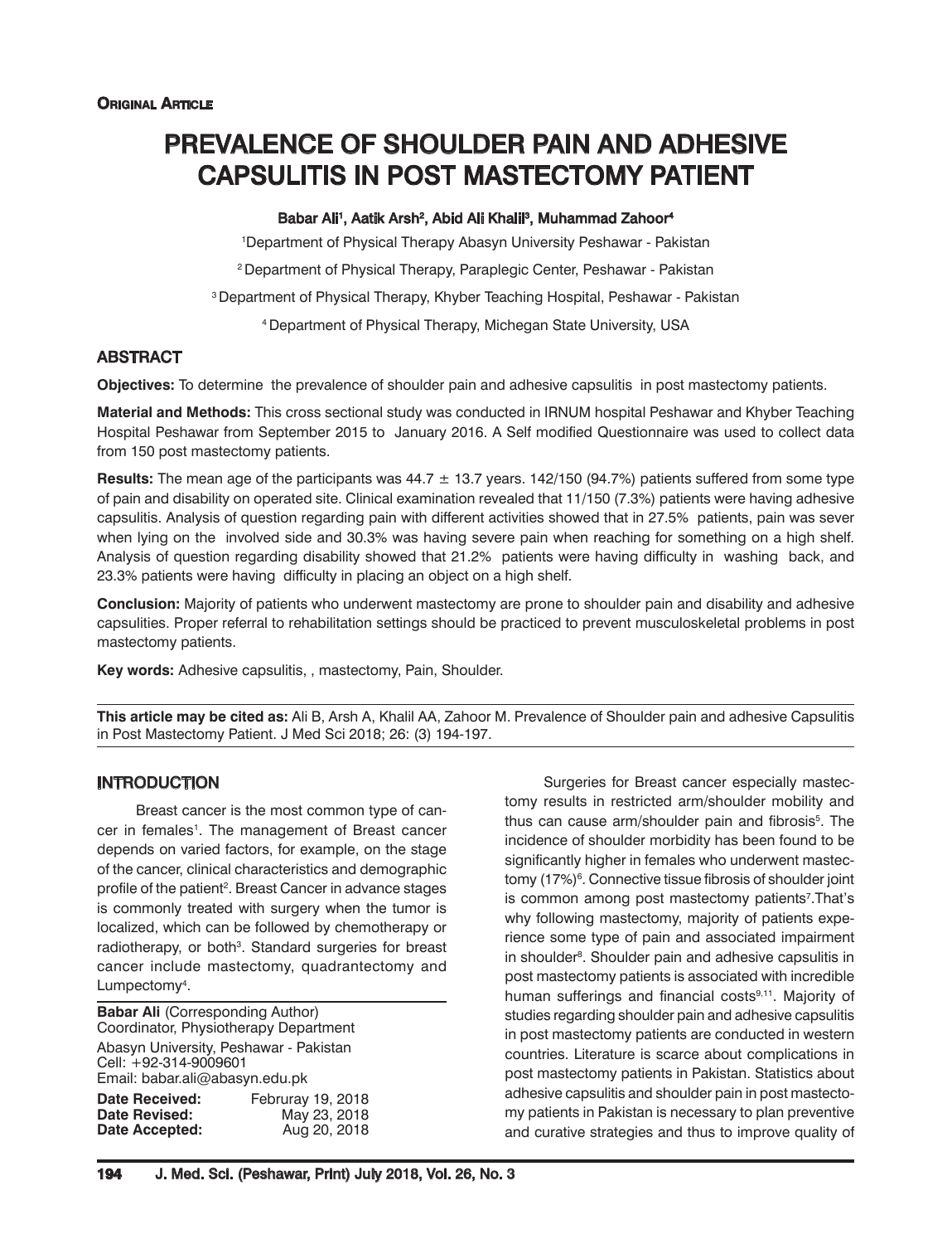**Original Article**

# PREVALENCE OF SHOULDER PAIN AND ADHESIVE CAPSULITIS IN POST MASTECTOMY PATIENT

**Babar Ali[1], Aatik Arsh[2], Abid Ali Khalil[3], Muhammad Zahoor[4]**

[1] Department of Physical Therapy Abasyn University Peshawar - Pakistan

[2] Department of Physical Therapy, Paraplegic Center, Peshawar - Pakistan

[3] Department of Physical Therapy, Khyber Teaching Hospital, Peshawar - Pakistan

[4] Department of Physical Therapy, Michegan State University, USA

## ABSTRACT

**Objectives:** To determine the prevalence of shoulder pain and adhesive capsulitis in post mastectomy patients.

**Material and Methods:** This cross sectional study was conducted in IRNUM hospital Peshawar and Khyber Teaching Hospital Peshawar from September 2015 to January 2016. A Self modified Questionnaire was used to collect data from 150 post mastectomy patients.

**Results:** The mean age of the participants was 44.7 ± 13.7 years. 142/150 (94.7%) patients suffered from some type of pain and disability on operated site. Clinical examination revealed that 11/150 (7.3%) patients were having adhesive capsulitis. Analysis of question regarding pain with different activities showed that in 27.5% patients, pain was sever when lying on the involved side and 30.3% was having severe pain when reaching for something on a high shelf. Analysis of question regarding disability showed that 21.2% patients were having difficulty in washing back, and 23.3% patients were having difficulty in placing an object on a high shelf.

**Conclusion:** Majority of patients who underwent mastectomy are prone to shoulder pain and disability and adhesive capsulities. Proper referral to rehabilitation settings should be practiced to prevent musculoskeletal problems in post mastectomy patients.

**Key words:** Adhesive capsulitis, , mastectomy, Pain, Shoulder.

**This article may be cited as:** Ali B, Arsh A, Khalil AA, Zahoor M. Prevalence of Shoulder pain and adhesive Capsulitis in Post Mastectomy Patient. J Med Sci 2018; 26: (3) 194-197.

## INTRODUCTION

Breast cancer is the most common type of cancer in females[1]. The management of Breast cancer depends on varied factors, for example, on the stage of the cancer, clinical characteristics and demographic profile of the patient[2]. Breast Cancer in advance stages is commonly treated with surgery when the tumor is localized, which can be followed by chemotherapy or radiotherapy, or both[3]. Standard surgeries for breast cancer include mastectomy, quadrantectomy and Lumpectomy[4].

**Babar Ali** (Corresponding Author)
Coordinator, Physiotherapy Department
Abasyn University, Peshawar - Pakistan
Cell: +92-314-9009601
Email: babar.ali@abasyn.edu.pk

**Date Received:** Februray 19, 2018
**Date Revised:** May 23, 2018
**Date Accepted:** Aug 20, 2018

Surgeries for Breast cancer especially mastectomy results in restricted arm/shoulder mobility and thus can cause arm/shoulder pain and fibrosis[5]. The incidence of shoulder morbidity has been found to be significantly higher in females who underwent mastectomy (17%)[6]. Connective tissue fibrosis of shoulder joint is common among post mastectomy patients[7].That's why following mastectomy, majority of patients experience some type of pain and associated impairment in shoulder[8]. Shoulder pain and adhesive capsulitis in post mastectomy patients is associated with incredible human sufferings and financial costs[9,11]. Majority of studies regarding shoulder pain and adhesive capsulitis in post mastectomy patients are conducted in western countries. Literature is scarce about complications in post mastectomy patients in Pakistan. Statistics about adhesive capsulitis and shoulder pain in post mastectomy patients in Pakistan is necessary to plan preventive and curative strategies and thus to improve quality of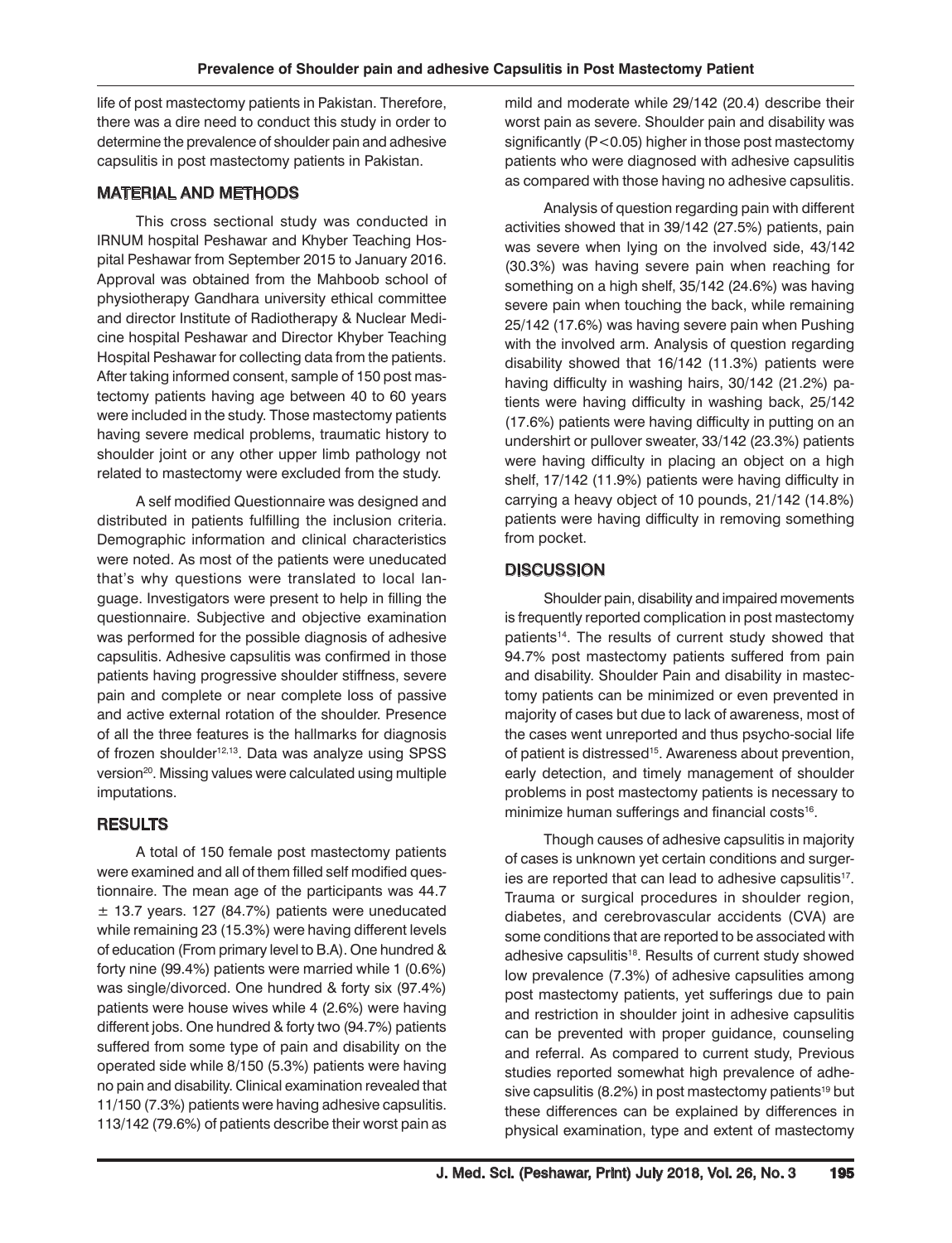life of post mastectomy patients in Pakistan. Therefore, there was a dire need to conduct this study in order to determine the prevalence of shoulder pain and adhesive capsulitis in post mastectomy patients in Pakistan.

## MATERIAL AND METHODS

This cross sectional study was conducted in IRNUM hospital Peshawar and Khyber Teaching Hospital Peshawar from September 2015 to January 2016. Approval was obtained from the Mahboob school of physiotherapy Gandhara university ethical committee and director Institute of Radiotherapy & Nuclear Medicine hospital Peshawar and Director Khyber Teaching Hospital Peshawar for collecting data from the patients. After taking informed consent, sample of 150 post mastectomy patients having age between 40 to 60 years were included in the study. Those mastectomy patients having severe medical problems, traumatic history to shoulder joint or any other upper limb pathology not related to mastectomy were excluded from the study.

A self modified Questionnaire was designed and distributed in patients fulfilling the inclusion criteria. Demographic information and clinical characteristics were noted. As most of the patients were uneducated that's why questions were translated to local language. Investigators were present to help in filling the questionnaire. Subjective and objective examination was performed for the possible diagnosis of adhesive capsulitis. Adhesive capsulitis was confirmed in those patients having progressive shoulder stiffness, severe pain and complete or near complete loss of passive and active external rotation of the shoulder. Presence of all the three features is the hallmarks for diagnosis of frozen shoulder[12,13]. Data was analyze using SPSS version[20]. Missing values were calculated using multiple imputations.

## RESULTS

A total of 150 female post mastectomy patients were examined and all of them filled self modified questionnaire. The mean age of the participants was 44.7 ± 13.7 years. 127 (84.7%) patients were uneducated while remaining 23 (15.3%) were having different levels of education (From primary level to B.A). One hundred & forty nine (99.4%) patients were married while 1 (0.6%) was single/divorced. One hundred & forty six (97.4%) patients were house wives while 4 (2.6%) were having different jobs. One hundred & forty two (94.7%) patients suffered from some type of pain and disability on the operated side while 8/150 (5.3%) patients were having no pain and disability. Clinical examination revealed that 11/150 (7.3%) patients were having adhesive capsulitis. 113/142 (79.6%) of patients describe their worst pain as mild and moderate while 29/142 (20.4) describe their worst pain as severe. Shoulder pain and disability was significantly ($P<0.05$) higher in those post mastectomy patients who were diagnosed with adhesive capsulitis as compared with those having no adhesive capsulitis.

Analysis of question regarding pain with different activities showed that in 39/142 (27.5%) patients, pain was severe when lying on the involved side, 43/142 (30.3%) was having severe pain when reaching for something on a high shelf, 35/142 (24.6%) was having severe pain when touching the back, while remaining 25/142 (17.6%) was having severe pain when Pushing with the involved arm. Analysis of question regarding disability showed that 16/142 (11.3%) patients were having difficulty in washing hairs, 30/142 (21.2%) patients were having difficulty in washing back, 25/142 (17.6%) patients were having difficulty in putting on an undershirt or pullover sweater, 33/142 (23.3%) patients were having difficulty in placing an object on a high shelf, 17/142 (11.9%) patients were having difficulty in carrying a heavy object of 10 pounds, 21/142 (14.8%) patients were having difficulty in removing something from pocket.

## DISCUSSION

Shoulder pain, disability and impaired movements is frequently reported complication in post mastectomy patients[14]. The results of current study showed that 94.7% post mastectomy patients suffered from pain and disability. Shoulder Pain and disability in mastectomy patients can be minimized or even prevented in majority of cases but due to lack of awareness, most of the cases went unreported and thus psycho-social life of patient is distressed[15]. Awareness about prevention, early detection, and timely management of shoulder problems in post mastectomy patients is necessary to minimize human sufferings and financial costs[16].

Though causes of adhesive capsulitis in majority of cases is unknown yet certain conditions and surgeries are reported that can lead to adhesive capsulitis[17]. Trauma or surgical procedures in shoulder region, diabetes, and cerebrovascular accidents (CVA) are some conditions that are reported to be associated with adhesive capsulitis[18]. Results of current study showed low prevalence (7.3%) of adhesive capsulities among post mastectomy patients, yet sufferings due to pain and restriction in shoulder joint in adhesive capsulitis can be prevented with proper guidance, counseling and referral. As compared to current study, Previous studies reported somewhat high prevalence of adhesive capsulitis (8.2%) in post mastectomy patients[19] but these differences can be explained by differences in physical examination, type and extent of mastectomy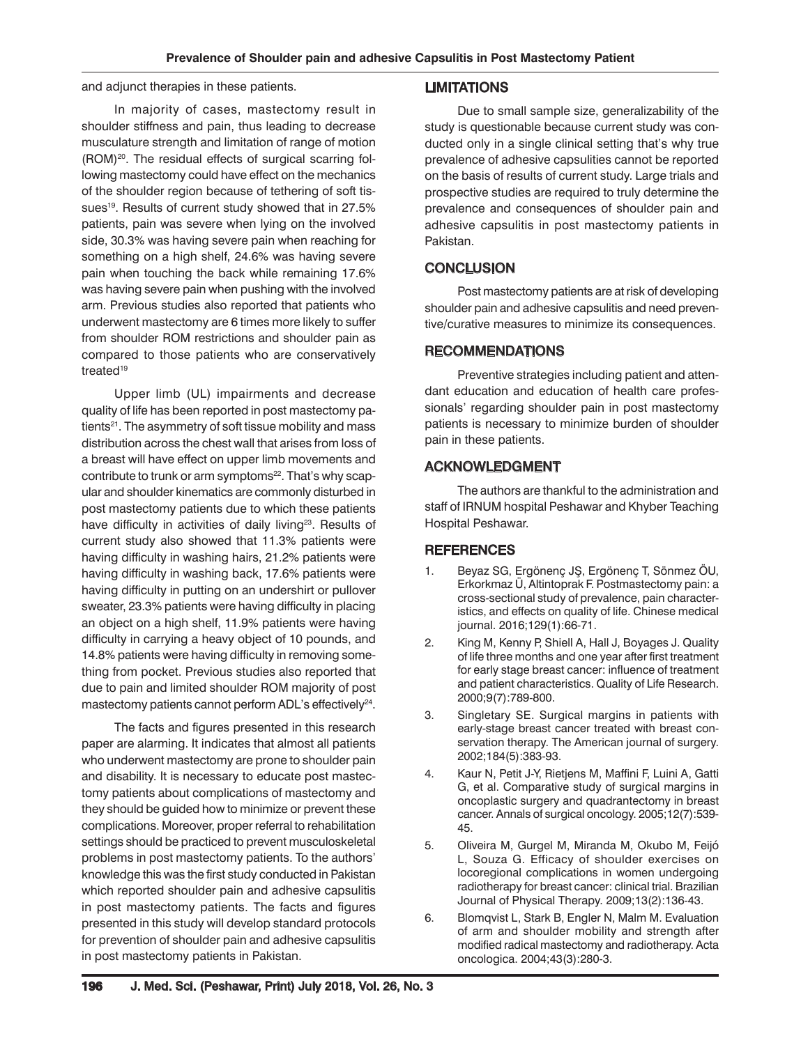and adjunct therapies in these patients.

In majority of cases, mastectomy result in shoulder stiffness and pain, thus leading to decrease musculature strength and limitation of range of motion (ROM)[20]. The residual effects of surgical scarring following mastectomy could have effect on the mechanics of the shoulder region because of tethering of soft tissues[19]. Results of current study showed that in 27.5% patients, pain was severe when lying on the involved side, 30.3% was having severe pain when reaching for something on a high shelf, 24.6% was having severe pain when touching the back while remaining 17.6% was having severe pain when pushing with the involved arm. Previous studies also reported that patients who underwent mastectomy are 6 times more likely to suffer from shoulder ROM restrictions and shoulder pain as compared to those patients who are conservatively treated[19]

Upper limb (UL) impairments and decrease quality of life has been reported in post mastectomy patients[21]. The asymmetry of soft tissue mobility and mass distribution across the chest wall that arises from loss of a breast will have effect on upper limb movements and contribute to trunk or arm symptoms[22]. That's why scapular and shoulder kinematics are commonly disturbed in post mastectomy patients due to which these patients have difficulty in activities of daily living[23]. Results of current study also showed that 11.3% patients were having difficulty in washing hairs, 21.2% patients were having difficulty in washing back, 17.6% patients were having difficulty in putting on an undershirt or pullover sweater, 23.3% patients were having difficulty in placing an object on a high shelf, 11.9% patients were having difficulty in carrying a heavy object of 10 pounds, and 14.8% patients were having difficulty in removing something from pocket. Previous studies also reported that due to pain and limited shoulder ROM majority of post mastectomy patients cannot perform ADL's effectively[24].

The facts and figures presented in this research paper are alarming. It indicates that almost all patients who underwent mastectomy are prone to shoulder pain and disability. It is necessary to educate post mastectomy patients about complications of mastectomy and they should be guided how to minimize or prevent these complications. Moreover, proper referral to rehabilitation settings should be practiced to prevent musculoskeletal problems in post mastectomy patients. To the authors' knowledge this was the first study conducted in Pakistan which reported shoulder pain and adhesive capsulitis in post mastectomy patients. The facts and figures presented in this study will develop standard protocols for prevention of shoulder pain and adhesive capsulitis in post mastectomy patients in Pakistan.

## LIMITATIONS

Due to small sample size, generalizability of the study is questionable because current study was conducted only in a single clinical setting that's why true prevalence of adhesive capsulities cannot be reported on the basis of results of current study. Large trials and prospective studies are required to truly determine the prevalence and consequences of shoulder pain and adhesive capsulitis in post mastectomy patients in Pakistan.

## CONCLUSION

Post mastectomy patients are at risk of developing shoulder pain and adhesive capsulitis and need preventive/curative measures to minimize its consequences.

## RECOMMENDATIONS

Preventive strategies including patient and attendant education and education of health care professionals' regarding shoulder pain in post mastectomy patients is necessary to minimize burden of shoulder pain in these patients.

## ACKNOWLEDGMENT

The authors are thankful to the administration and staff of IRNUM hospital Peshawar and Khyber Teaching Hospital Peshawar.

## REFERENCES

1. Beyaz SG, Ergönenç JŞ, Ergönenç T, Sönmez ÖU, Erkorkmaz Ü, Altintoprak F. Postmastectomy pain: a cross-sectional study of prevalence, pain characteristics, and effects on quality of life. Chinese medical journal. 2016;129(1):66-71.
2. King M, Kenny P, Shiell A, Hall J, Boyages J. Quality of life three months and one year after first treatment for early stage breast cancer: influence of treatment and patient characteristics. Quality of Life Research. 2000;9(7):789-800.
3. Singletary SE. Surgical margins in patients with early-stage breast cancer treated with breast conservation therapy. The American journal of surgery. 2002;184(5):383-93.
4. Kaur N, Petit J-Y, Rietjens M, Maffini F, Luini A, Gatti G, et al. Comparative study of surgical margins in oncoplastic surgery and quadrantectomy in breast cancer. Annals of surgical oncology. 2005;12(7):539-45.
5. Oliveira M, Gurgel M, Miranda M, Okubo M, Feijó L, Souza G. Efficacy of shoulder exercises on locoregional complications in women undergoing radiotherapy for breast cancer: clinical trial. Brazilian Journal of Physical Therapy. 2009;13(2):136-43.
6. Blomqvist L, Stark B, Engler N, Malm M. Evaluation of arm and shoulder mobility and strength after modified radical mastectomy and radiotherapy. Acta oncologica. 2004;43(3):280-3.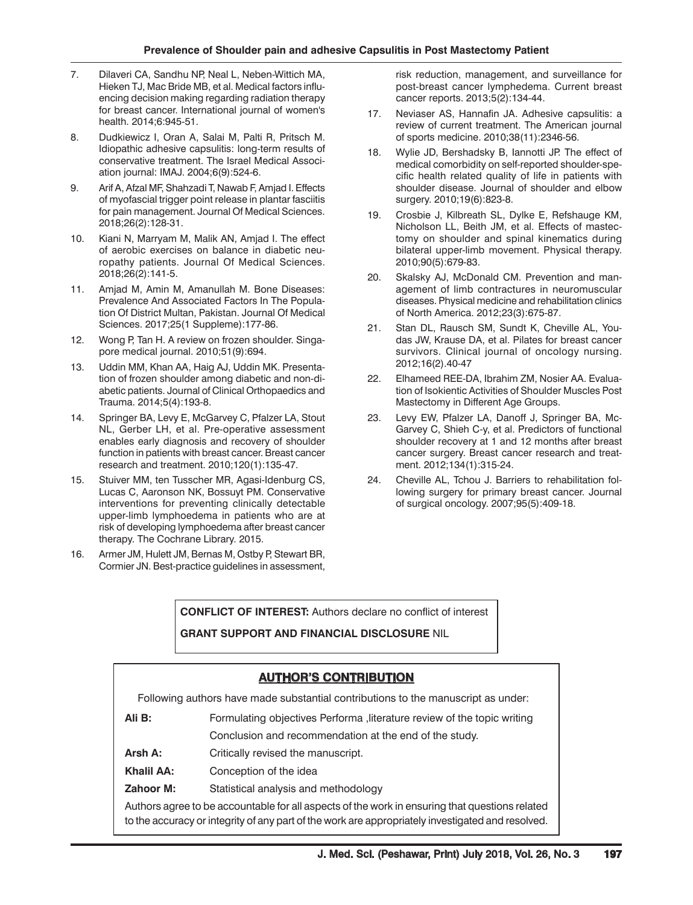7. Dilaveri CA, Sandhu NP, Neal L, Neben-Wittich MA, Hieken TJ, Mac Bride MB, et al. Medical factors influencing decision making regarding radiation therapy for breast cancer. International journal of women's health. 2014;6:945-51.
8. Dudkiewicz I, Oran A, Salai M, Palti R, Pritsch M. Idiopathic adhesive capsulitis: long-term results of conservative treatment. The Israel Medical Association journal: IMAJ. 2004;6(9):524-6.
9. Arif A, Afzal MF, Shahzadi T, Nawab F, Amjad I. Effects of myofascial trigger point release in plantar fasciitis for pain management. Journal Of Medical Sciences. 2018;26(2):128-31.
10. Kiani N, Marryam M, Malik AN, Amjad I. The effect of aerobic exercises on balance in diabetic neuropathy patients. Journal Of Medical Sciences. 2018;26(2):141-5.
11. Amjad M, Amin M, Amanullah M. Bone Diseases: Prevalence And Associated Factors In The Population Of District Multan, Pakistan. Journal Of Medical Sciences. 2017;25(1 Suppleme):177-86.
12. Wong P, Tan H. A review on frozen shoulder. Singapore medical journal. 2010;51(9):694.
13. Uddin MM, Khan AA, Haig AJ, Uddin MK. Presentation of frozen shoulder among diabetic and non-diabetic patients. Journal of Clinical Orthopaedics and Trauma. 2014;5(4):193-8.
14. Springer BA, Levy E, McGarvey C, Pfalzer LA, Stout NL, Gerber LH, et al. Pre-operative assessment enables early diagnosis and recovery of shoulder function in patients with breast cancer. Breast cancer research and treatment. 2010;120(1):135-47.
15. Stuiver MM, ten Tusscher MR, Agasi-Idenburg CS, Lucas C, Aaronson NK, Bossuyt PM. Conservative interventions for preventing clinically detectable upper-limb lymphoedema in patients who are at risk of developing lymphoedema after breast cancer therapy. The Cochrane Library. 2015.
16. Armer JM, Hulett JM, Bernas M, Ostby P, Stewart BR, Cormier JN. Best-practice guidelines in assessment, risk reduction, management, and surveillance for post-breast cancer lymphedema. Current breast cancer reports. 2013;5(2):134-44.
17. Neviaser AS, Hannafin JA. Adhesive capsulitis: a review of current treatment. The American journal of sports medicine. 2010;38(11):2346-56.
18. Wylie JD, Bershadsky B, Iannotti JP. The effect of medical comorbidity on self-reported shoulder-specific health related quality of life in patients with shoulder disease. Journal of shoulder and elbow surgery. 2010;19(6):823-8.
19. Crosbie J, Kilbreath SL, Dylke E, Refshauge KM, Nicholson LL, Beith JM, et al. Effects of mastectomy on shoulder and spinal kinematics during bilateral upper-limb movement. Physical therapy. 2010;90(5):679-83.
20. Skalsky AJ, McDonald CM. Prevention and management of limb contractures in neuromuscular diseases. Physical medicine and rehabilitation clinics of North America. 2012;23(3):675-87.
21. Stan DL, Rausch SM, Sundt K, Cheville AL, Youdas JW, Krause DA, et al. Pilates for breast cancer survivors. Clinical journal of oncology nursing. 2012;16(2).40-47
22. Elhameed REE-DA, Ibrahim ZM, Nosier AA. Evaluation of Isokientic Activities of Shoulder Muscles Post Mastectomy in Different Age Groups.
23. Levy EW, Pfalzer LA, Danoff J, Springer BA, McGarvey C, Shieh C-y, et al. Predictors of functional shoulder recovery at 1 and 12 months after breast cancer surgery. Breast cancer research and treatment. 2012;134(1):315-24.
24. Cheville AL, Tchou J. Barriers to rehabilitation following surgery for primary breast cancer. Journal of surgical oncology. 2007;95(5):409-18.

**CONFLICT OF INTEREST:** Authors declare no conflict of interest

**GRANT SUPPORT AND FINANCIAL DISCLOSURE** NIL

## AUTHOR'S CONTRIBUTION

Following authors have made substantial contributions to the manuscript as under:

**Ali B:** Formulating objectives Performa ,literature review of the topic writing Conclusion and recommendation at the end of the study.

**Arsh A:** Critically revised the manuscript.

**Khalil AA:** Conception of the idea

**Zahoor M:** Statistical analysis and methodology

Authors agree to be accountable for all aspects of the work in ensuring that questions related to the accuracy or integrity of any part of the work are appropriately investigated and resolved.